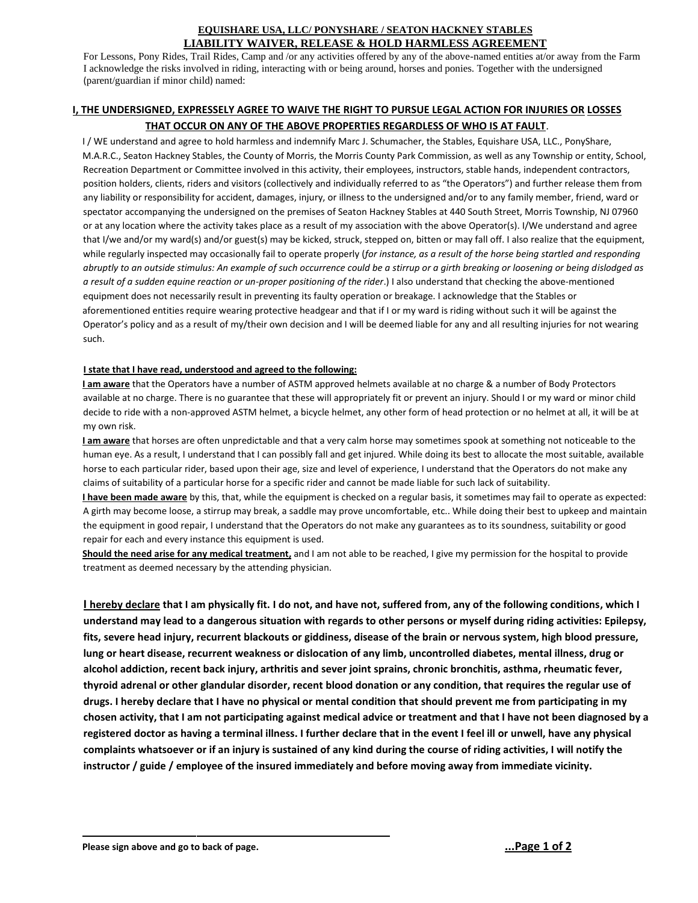## EQUISHARE USA, LLC/ PONYSHARE / SEATON HACKNEY STABLES
## LIABILITY WAIVER, RELEASE & HOLD HARMLESS AGREEMENT

For Lessons, Pony Rides, Trail Rides, Camp and /or any activities offered by any of the above-named entities at/or away from the Farm I acknowledge the risks involved in riding, interacting with or being around, horses and ponies. Together with the undersigned (parent/guardian if minor child) named:

**I, THE UNDERSIGNED, EXPRESSELY AGREE TO WAIVE THE RIGHT TO PURSUE LEGAL ACTION FOR INJURIES OR LOSSES THAT OCCUR ON ANY OF THE ABOVE PROPERTIES REGARDLESS OF WHO IS AT FAULT**.

I / WE understand and agree to hold harmless and indemnify Marc J. Schumacher, the Stables, Equishare USA, LLC., PonyShare, M.A.R.C., Seaton Hackney Stables, the County of Morris, the Morris County Park Commission, as well as any Township or entity, School, Recreation Department or Committee involved in this activity, their employees, instructors, stable hands, independent contractors, position holders, clients, riders and visitors (collectively and individually referred to as "the Operators") and further release them from any liability or responsibility for accident, damages, injury, or illness to the undersigned and/or to any family member, friend, ward or spectator accompanying the undersigned on the premises of Seaton Hackney Stables at 440 South Street, Morris Township, NJ 07960 or at any location where the activity takes place as a result of my association with the above Operator(s). I/We understand and agree that I/we and/or my ward(s) and/or guest(s) may be kicked, struck, stepped on, bitten or may fall off. I also realize that the equipment, while regularly inspected may occasionally fail to operate properly (*for instance, as a result of the horse being startled and responding abruptly to an outside stimulus: An example of such occurrence could be a stirrup or a girth breaking or loosening or being dislodged as a result of a sudden equine reaction or un-proper positioning of the rider*.) I also understand that checking the above-mentioned equipment does not necessarily result in preventing its faulty operation or breakage. I acknowledge that the Stables or aforementioned entities require wearing protective headgear and that if I or my ward is riding without such it will be against the Operator's policy and as a result of my/their own decision and I will be deemed liable for any and all resulting injuries for not wearing such.

**I state that I have read, understood and agreed to the following:**

**I am aware** that the Operators have a number of ASTM approved helmets available at no charge & a number of Body Protectors available at no charge. There is no guarantee that these will appropriately fit or prevent an injury. Should I or my ward or minor child decide to ride with a non-approved ASTM helmet, a bicycle helmet, any other form of head protection or no helmet at all, it will be at my own risk.

**I am aware** that horses are often unpredictable and that a very calm horse may sometimes spook at something not noticeable to the human eye. As a result, I understand that I can possibly fall and get injured. While doing its best to allocate the most suitable, available horse to each particular rider, based upon their age, size and level of experience, I understand that the Operators do not make any claims of suitability of a particular horse for a specific rider and cannot be made liable for such lack of suitability.

**I have been made aware** by this, that, while the equipment is checked on a regular basis, it sometimes may fail to operate as expected: A girth may become loose, a stirrup may break, a saddle may prove uncomfortable, etc.. While doing their best to upkeep and maintain the equipment in good repair, I understand that the Operators do not make any guarantees as to its soundness, suitability or good repair for each and every instance this equipment is used.

**Should the need arise for any medical treatment,** and I am not able to be reached, I give my permission for the hospital to provide treatment as deemed necessary by the attending physician.

**I hereby declare that I am physically fit. I do not, and have not, suffered from, any of the following conditions, which I understand may lead to a dangerous situation with regards to other persons or myself during riding activities: Epilepsy, fits, severe head injury, recurrent blackouts or giddiness, disease of the brain or nervous system, high blood pressure, lung or heart disease, recurrent weakness or dislocation of any limb, uncontrolled diabetes, mental illness, drug or alcohol addiction, recent back injury, arthritis and sever joint sprains, chronic bronchitis, asthma, rheumatic fever, thyroid adrenal or other glandular disorder, recent blood donation or any condition, that requires the regular use of drugs. I hereby declare that I have no physical or mental condition that should prevent me from participating in my chosen activity, that I am not participating against medical advice or treatment and that I have not been diagnosed by a registered doctor as having a terminal illness. I further declare that in the event I feel ill or unwell, have any physical complaints whatsoever or if an injury is sustained of any kind during the course of riding activities, I will notify the instructor / guide / employee of the insured immediately and before moving away from immediate vicinity.**

\_\_\_\_\_\_\_\_\_\_\_\_\_\_\_\_\_\_\_\_\_\_\_\_\_\_\_\_\_\_\_\_\_\_\_\_\_\_\_\_\_\_\_\_

**Please sign above and go to back of page.**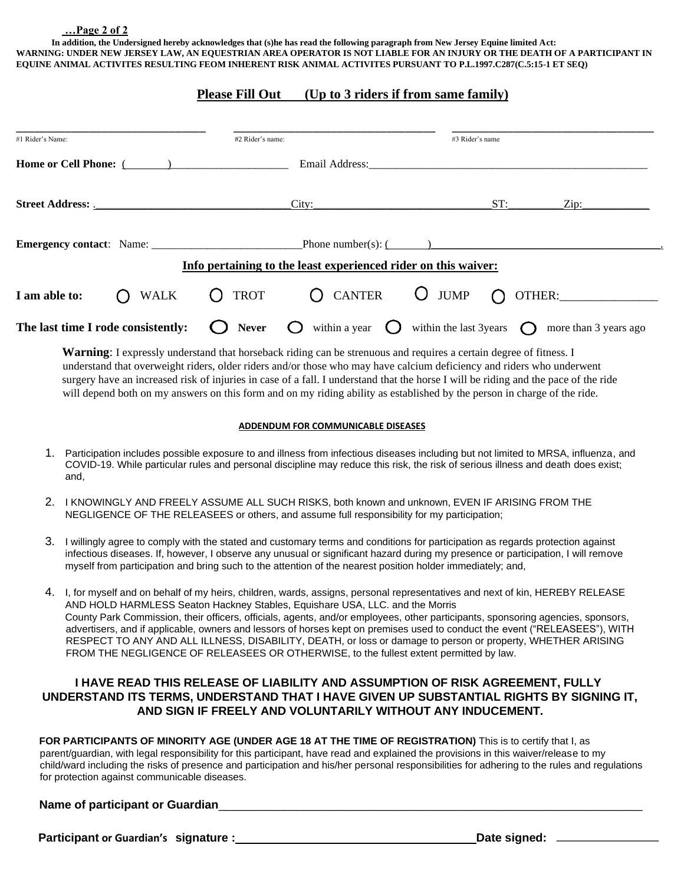**…Page 2 of 2**

**In addition, the Undersigned hereby acknowledges that (s)he has read the following paragraph from New Jersey Equine limited Act:**
**WARNING: UNDER NEW JERSEY LAW, AN EQUESTRIAN AREA OPERATOR IS NOT LIABLE FOR AN INJURY OR THE DEATH OF A PARTICIPANT IN EQUINE ANIMAL ACTIVITES RESULTING FEOM INHERENT RISK ANIMAL ACTIVITES PURSUANT TO P.L.1997.C287(C.5:15-1 ET SEQ)**

**Please Fill Out (Up to 3 riders if from same family)**

______________________________ ______________________________ ______________________________
#1 Rider's Name: #2 Rider's name: #3 Rider's name

**Home or Cell Phone:** (_______)____________________ Email Address:_______________________________________________

**Street Address:** ._______________________________City:____________________________ST:_________Zip:___________

**Emergency contact**: Name: _________________________Phone number(s): (_______)______________________________________.

**Info pertaining to the least experienced rider on this waiver:**

**I am able to:** ○ WALK ○ TROT ○ CANTER ○ JUMP ○ OTHER:________________

**The last time I rode consistently:** ○ **Never** ○ within a year ○ within the last 3years ○ more than 3 years ago

**Warning**: I expressly understand that horseback riding can be strenuous and requires a certain degree of fitness. I understand that overweight riders, older riders and/or those who may have calcium deficiency and riders who underwent surgery have an increased risk of injuries in case of a fall. I understand that the horse I will be riding and the pace of the ride will depend both on my answers on this form and on my riding ability as established by the person in charge of the ride.

**ADDENDUM FOR COMMUNICABLE DISEASES**

1. Participation includes possible exposure to and illness from infectious diseases including but not limited to MRSA, influenza, and COVID-19. While particular rules and personal discipline may reduce this risk, the risk of serious illness and death does exist; and,

2. I KNOWINGLY AND FREELY ASSUME ALL SUCH RISKS, both known and unknown, EVEN IF ARISING FROM THE NEGLIGENCE OF THE RELEASEES or others, and assume full responsibility for my participation;

3. I willingly agree to comply with the stated and customary terms and conditions for participation as regards protection against infectious diseases. If, however, I observe any unusual or significant hazard during my presence or participation, I will remove myself from participation and bring such to the attention of the nearest position holder immediately; and,

4. I, for myself and on behalf of my heirs, children, wards, assigns, personal representatives and next of kin, HEREBY RELEASE AND HOLD HARMLESS Seaton Hackney Stables, Equishare USA, LLC. and the Morris County Park Commission, their officers, officials, agents, and/or employees, other participants, sponsoring agencies, sponsors, advertisers, and if applicable, owners and lessors of horses kept on premises used to conduct the event ("RELEASEES"), WITH RESPECT TO ANY AND ALL ILLNESS, DISABILITY, DEATH, or loss or damage to person or property, WHETHER ARISING FROM THE NEGLIGENCE OF RELEASEES OR OTHERWISE, to the fullest extent permitted by law.

**I HAVE READ THIS RELEASE OF LIABILITY AND ASSUMPTION OF RISK AGREEMENT, FULLY UNDERSTAND ITS TERMS, UNDERSTAND THAT I HAVE GIVEN UP SUBSTANTIAL RIGHTS BY SIGNING IT, AND SIGN IF FREELY AND VOLUNTARILY WITHOUT ANY INDUCEMENT.**

**FOR PARTICIPANTS OF MINORITY AGE (UNDER AGE 18 AT THE TIME OF REGISTRATION)** This is to certify that I, as parent/guardian, with legal responsibility for this participant, have read and explained the provisions in this waiver/release to my child/ward including the risks of presence and participation and his/her personal responsibilities for adhering to the rules and regulations for protection against communicable diseases.

**Name of participant or Guardian**_______________________________________________________________

**Participant or Guardian's signature :**___________________________________**Date signed:** _______________